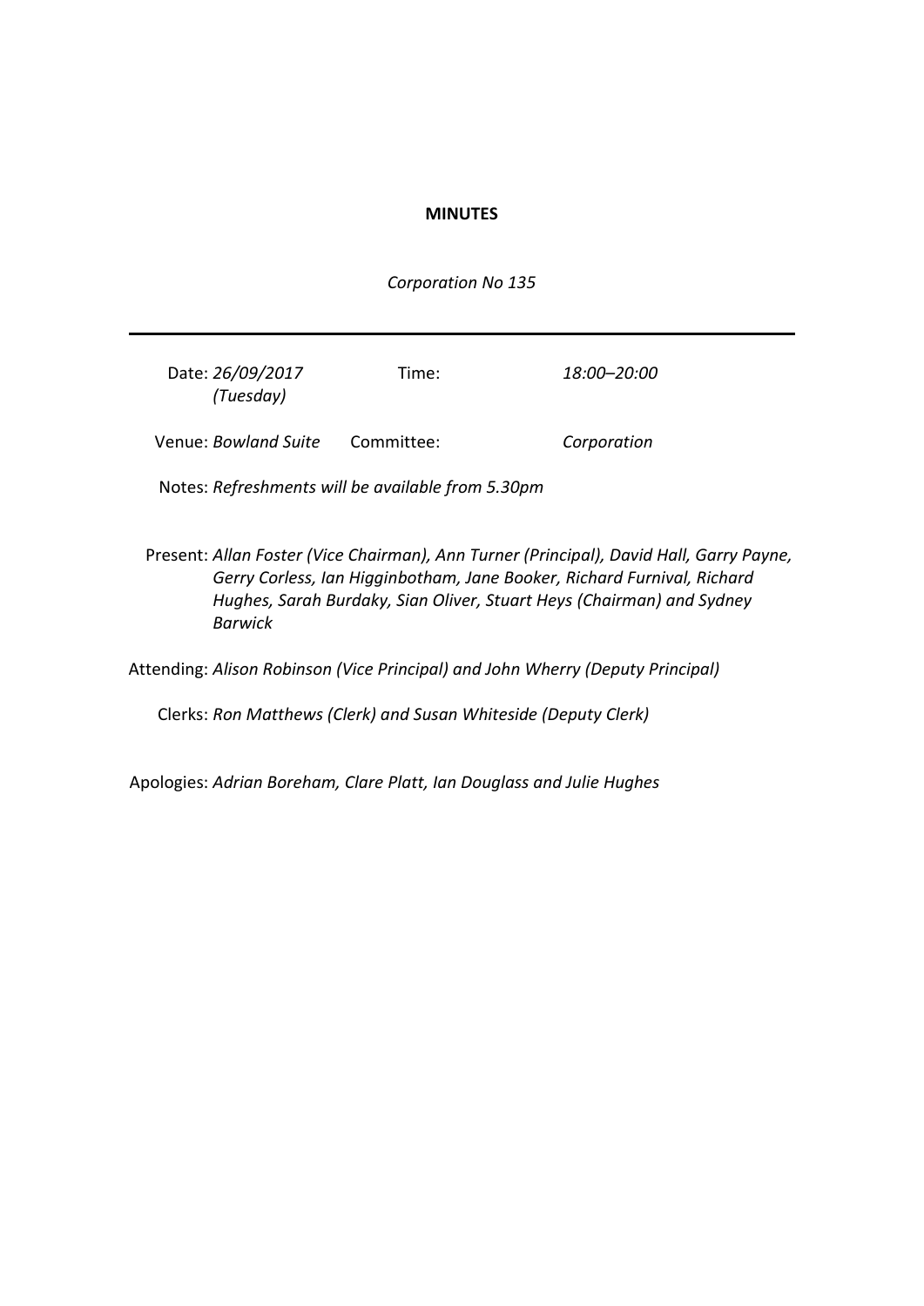**MINUTES**

*Corporation No 135*

---

| | | | |
|---|---|---|---|
| Date: | *26/09/2017 (Tuesday)* | Time: | *18:00–20:00* |
| Venue: | *Bowland Suite* | Committee: | *Corporation* |

Notes: *Refreshments will be available from 5.30pm*

Present: *Allan Foster (Vice Chairman), Ann Turner (Principal), David Hall, Garry Payne, Gerry Corless, Ian Higginbotham, Jane Booker, Richard Furnival, Richard Hughes, Sarah Burdaky, Sian Oliver, Stuart Heys (Chairman) and Sydney Barwick*

Attending: *Alison Robinson (Vice Principal) and John Wherry (Deputy Principal)*

Clerks: *Ron Matthews (Clerk) and Susan Whiteside (Deputy Clerk)*

Apologies: *Adrian Boreham, Clare Platt, Ian Douglass and Julie Hughes*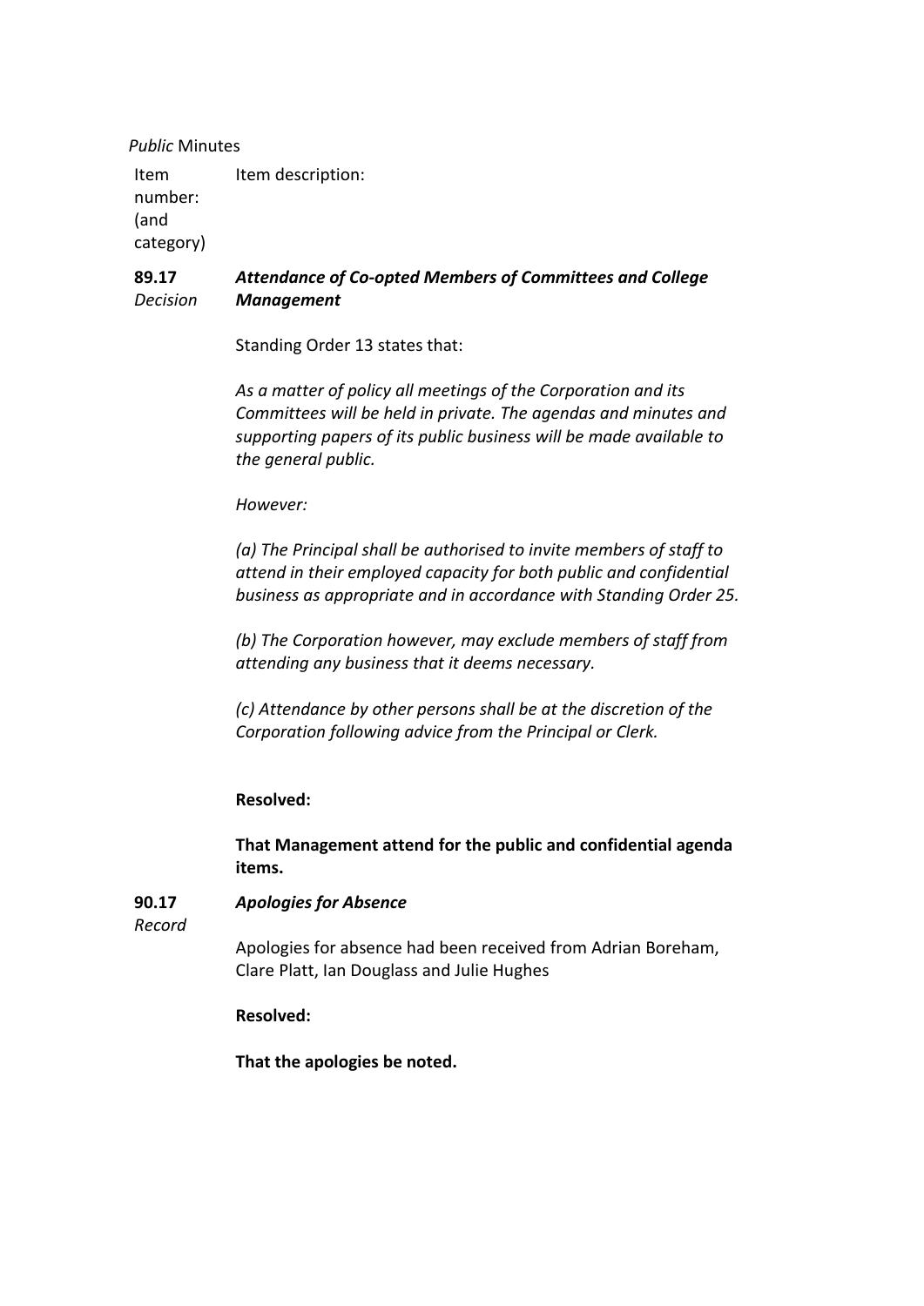*Public* Minutes

| Item number: (and category) | Item description: |
|---|---|
| **89.17** *Decision* | ***Attendance of Co-opted Members of Committees and College Management*** |

Standing Order 13 states that:

*As a matter of policy all meetings of the Corporation and its Committees will be held in private. The agendas and minutes and supporting papers of its public business will be made available to the general public.*

*However:*

*(a) The Principal shall be authorised to invite members of staff to attend in their employed capacity for both public and confidential business as appropriate and in accordance with Standing Order 25.*

*(b) The Corporation however, may exclude members of staff from attending any business that it deems necessary.*

*(c) Attendance by other persons shall be at the discretion of the Corporation following advice from the Principal or Clerk.*

**Resolved:**

**That Management attend for the public and confidential agenda items.**

**90.17** *Record* — ***Apologies for Absence***

Apologies for absence had been received from Adrian Boreham, Clare Platt, Ian Douglass and Julie Hughes

**Resolved:**

**That the apologies be noted.**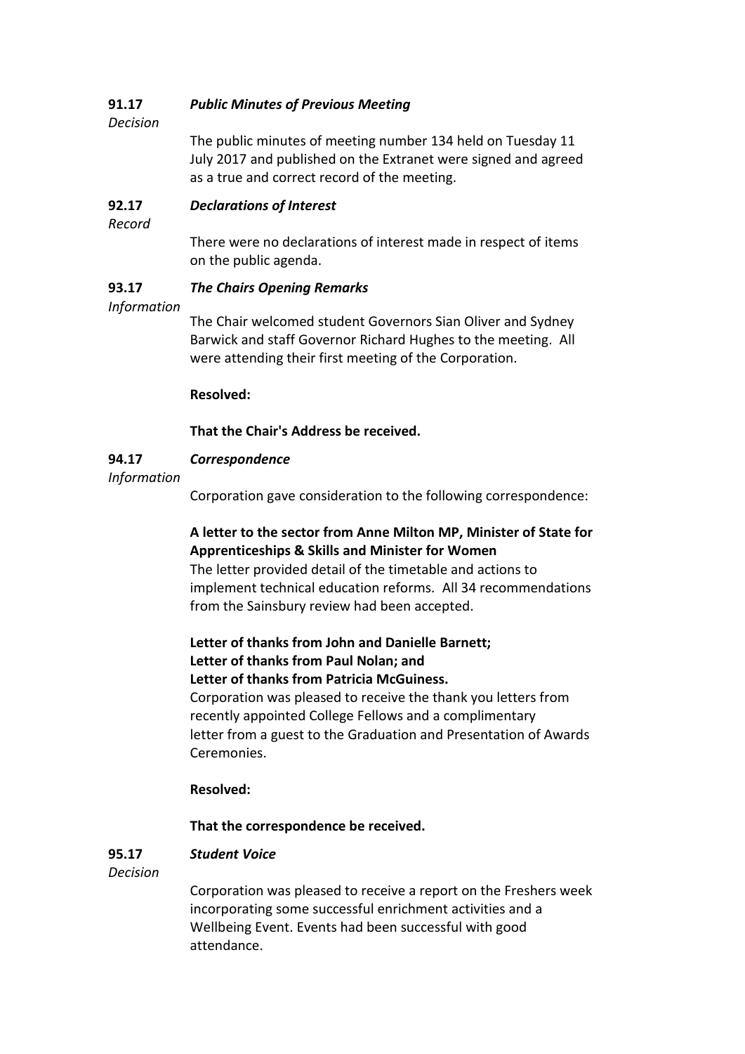**91.17** ***Public Minutes of Previous Meeting***

*Decision*

The public minutes of meeting number 134 held on Tuesday 11 July 2017 and published on the Extranet were signed and agreed as a true and correct record of the meeting.

**92.17** ***Declarations of Interest***

*Record*

There were no declarations of interest made in respect of items on the public agenda.

**93.17** ***The Chairs Opening Remarks***

*Information*

The Chair welcomed student Governors Sian Oliver and Sydney Barwick and staff Governor Richard Hughes to the meeting. All were attending their first meeting of the Corporation.

**Resolved:**

**That the Chair's Address be received.**

**94.17** ***Correspondence***

*Information*

Corporation gave consideration to the following correspondence:

**A letter to the sector from Anne Milton MP, Minister of State for Apprenticeships & Skills and Minister for Women**
The letter provided detail of the timetable and actions to implement technical education reforms. All 34 recommendations from the Sainsbury review had been accepted.

**Letter of thanks from John and Danielle Barnett;**
**Letter of thanks from Paul Nolan; and**
**Letter of thanks from Patricia McGuiness.**
Corporation was pleased to receive the thank you letters from recently appointed College Fellows and a complimentary letter from a guest to the Graduation and Presentation of Awards Ceremonies.

**Resolved:**

**That the correspondence be received.**

**95.17** ***Student Voice***

*Decision*

Corporation was pleased to receive a report on the Freshers week incorporating some successful enrichment activities and a Wellbeing Event. Events had been successful with good attendance.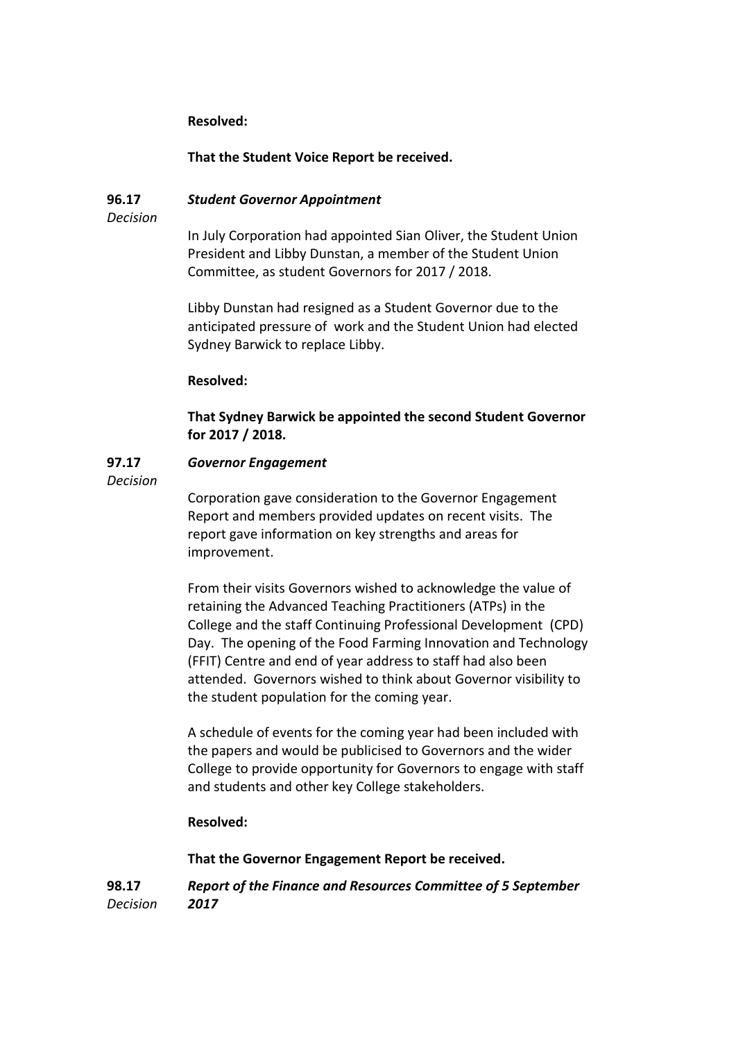**Resolved:**

**That the Student Voice Report be received.**

**96.17** ***Student Governor Appointment***
*Decision*

In July Corporation had appointed Sian Oliver, the Student Union President and Libby Dunstan, a member of the Student Union Committee, as student Governors for 2017 / 2018.

Libby Dunstan had resigned as a Student Governor due to the anticipated pressure of work and the Student Union had elected Sydney Barwick to replace Libby.

**Resolved:**

**That Sydney Barwick be appointed the second Student Governor for 2017 / 2018.**

**97.17** ***Governor Engagement***
*Decision*

Corporation gave consideration to the Governor Engagement Report and members provided updates on recent visits. The report gave information on key strengths and areas for improvement.

From their visits Governors wished to acknowledge the value of retaining the Advanced Teaching Practitioners (ATPs) in the College and the staff Continuing Professional Development (CPD) Day. The opening of the Food Farming Innovation and Technology (FFIT) Centre and end of year address to staff had also been attended. Governors wished to think about Governor visibility to the student population for the coming year.

A schedule of events for the coming year had been included with the papers and would be publicised to Governors and the wider College to provide opportunity for Governors to engage with staff and students and other key College stakeholders.

**Resolved:**

**That the Governor Engagement Report be received.**

**98.17** ***Report of the Finance and Resources Committee of 5 September 2017***
*Decision*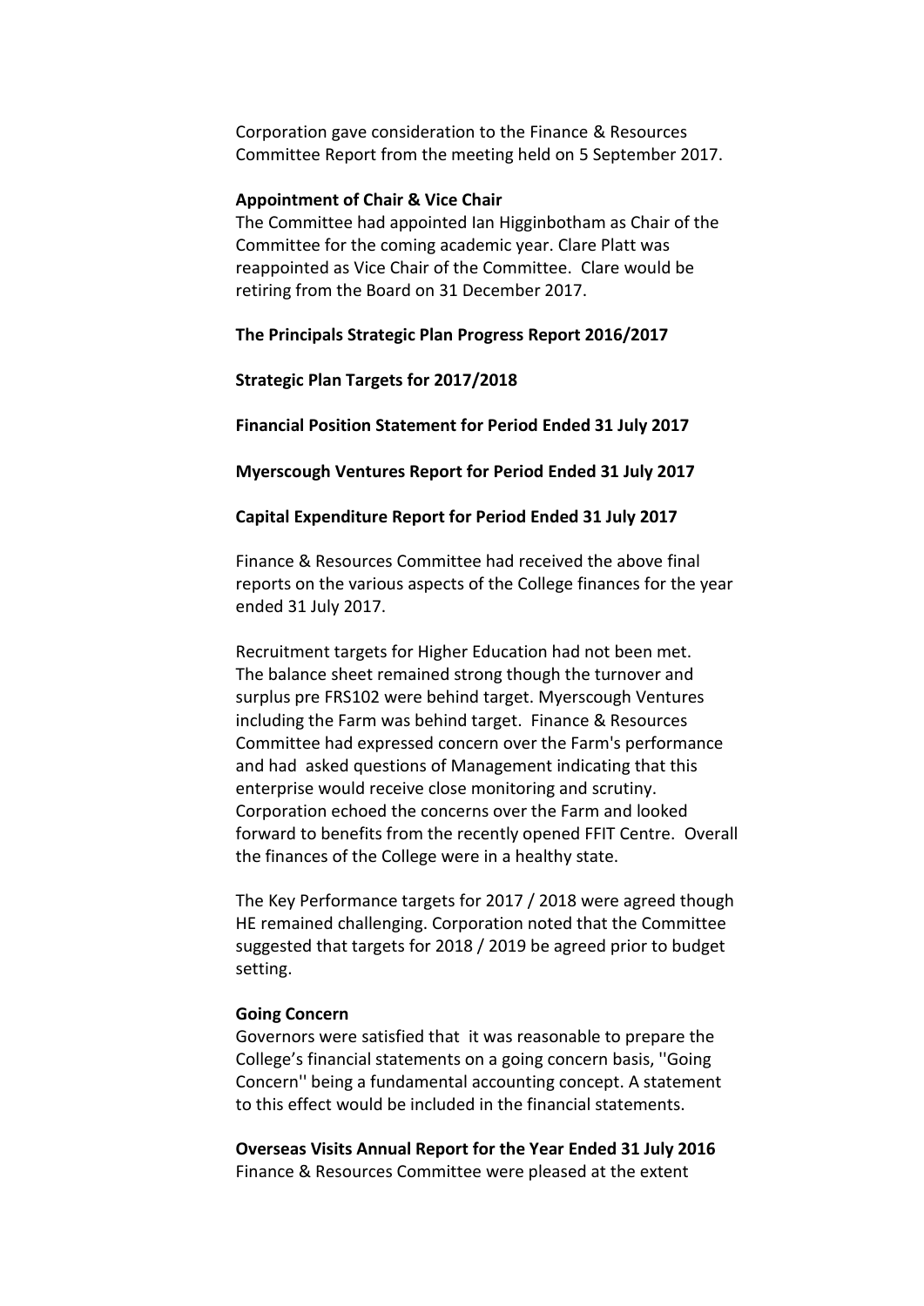Corporation gave consideration to the Finance & Resources Committee Report from the meeting held on 5 September 2017.

**Appointment of Chair & Vice Chair**
The Committee had appointed Ian Higginbotham as Chair of the Committee for the coming academic year. Clare Platt was reappointed as Vice Chair of the Committee. Clare would be retiring from the Board on 31 December 2017.

**The Principals Strategic Plan Progress Report 2016/2017**

**Strategic Plan Targets for 2017/2018**

**Financial Position Statement for Period Ended 31 July 2017**

**Myerscough Ventures Report for Period Ended 31 July 2017**

**Capital Expenditure Report for Period Ended 31 July 2017**

Finance & Resources Committee had received the above final reports on the various aspects of the College finances for the year ended 31 July 2017.

Recruitment targets for Higher Education had not been met. The balance sheet remained strong though the turnover and surplus pre FRS102 were behind target. Myerscough Ventures including the Farm was behind target. Finance & Resources Committee had expressed concern over the Farm's performance and had asked questions of Management indicating that this enterprise would receive close monitoring and scrutiny. Corporation echoed the concerns over the Farm and looked forward to benefits from the recently opened FFIT Centre. Overall the finances of the College were in a healthy state.

The Key Performance targets for 2017 / 2018 were agreed though HE remained challenging. Corporation noted that the Committee suggested that targets for 2018 / 2019 be agreed prior to budget setting.

**Going Concern**
Governors were satisfied that it was reasonable to prepare the College's financial statements on a going concern basis, ''Going Concern'' being a fundamental accounting concept. A statement to this effect would be included in the financial statements.

**Overseas Visits Annual Report for the Year Ended 31 July 2016**
Finance & Resources Committee were pleased at the extent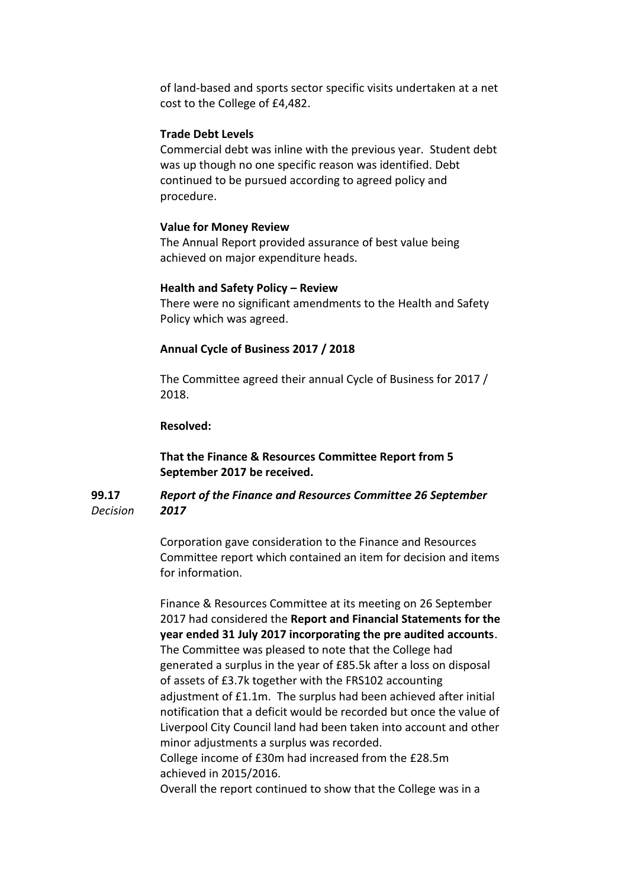of land-based and sports sector specific visits undertaken at a net cost to the College of £4,482.

**Trade Debt Levels**

Commercial debt was inline with the previous year. Student debt was up though no one specific reason was identified. Debt continued to be pursued according to agreed policy and procedure.

**Value for Money Review**

The Annual Report provided assurance of best value being achieved on major expenditure heads.

**Health and Safety Policy – Review**

There were no significant amendments to the Health and Safety Policy which was agreed.

**Annual Cycle of Business 2017 / 2018**

The Committee agreed their annual Cycle of Business for 2017 / 2018.

**Resolved:**

**That the Finance & Resources Committee Report from 5 September 2017 be received.**

**99.17** *Decision* ***Report of the Finance and Resources Committee 26 September 2017***

Corporation gave consideration to the Finance and Resources Committee report which contained an item for decision and items for information.

Finance & Resources Committee at its meeting on 26 September 2017 had considered the **Report and Financial Statements for the year ended 31 July 2017 incorporating the pre audited accounts**. The Committee was pleased to note that the College had generated a surplus in the year of £85.5k after a loss on disposal of assets of £3.7k together with the FRS102 accounting adjustment of £1.1m. The surplus had been achieved after initial notification that a deficit would be recorded but once the value of Liverpool City Council land had been taken into account and other minor adjustments a surplus was recorded.
College income of £30m had increased from the £28.5m achieved in 2015/2016.
Overall the report continued to show that the College was in a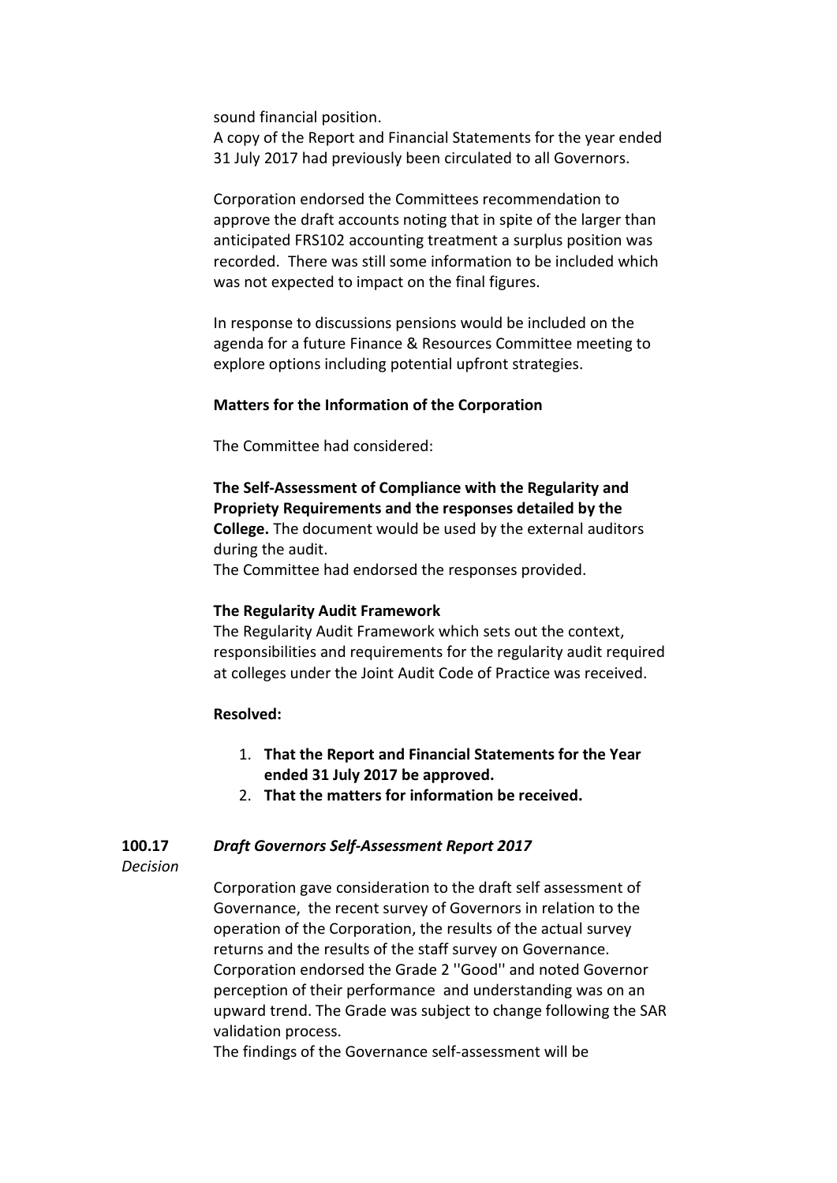sound financial position.
A copy of the Report and Financial Statements for the year ended 31 July 2017 had previously been circulated to all Governors.

Corporation endorsed the Committees recommendation to approve the draft accounts noting that in spite of the larger than anticipated FRS102 accounting treatment a surplus position was recorded. There was still some information to be included which was not expected to impact on the final figures.

In response to discussions pensions would be included on the agenda for a future Finance & Resources Committee meeting to explore options including potential upfront strategies.

**Matters for the Information of the Corporation**

The Committee had considered:

**The Self-Assessment of Compliance with the Regularity and Propriety Requirements and the responses detailed by the College.** The document would be used by the external auditors during the audit.
The Committee had endorsed the responses provided.

**The Regularity Audit Framework**
The Regularity Audit Framework which sets out the context, responsibilities and requirements for the regularity audit required at colleges under the Joint Audit Code of Practice was received.

**Resolved:**

1. **That the Report and Financial Statements for the Year ended 31 July 2017 be approved.**
2. **That the matters for information be received.**

**100.17** ***Draft Governors Self-Assessment Report 2017***
*Decision*

Corporation gave consideration to the draft self assessment of Governance, the recent survey of Governors in relation to the operation of the Corporation, the results of the actual survey returns and the results of the staff survey on Governance. Corporation endorsed the Grade 2 ''Good'' and noted Governor perception of their performance and understanding was on an upward trend. The Grade was subject to change following the SAR validation process.
The findings of the Governance self-assessment will be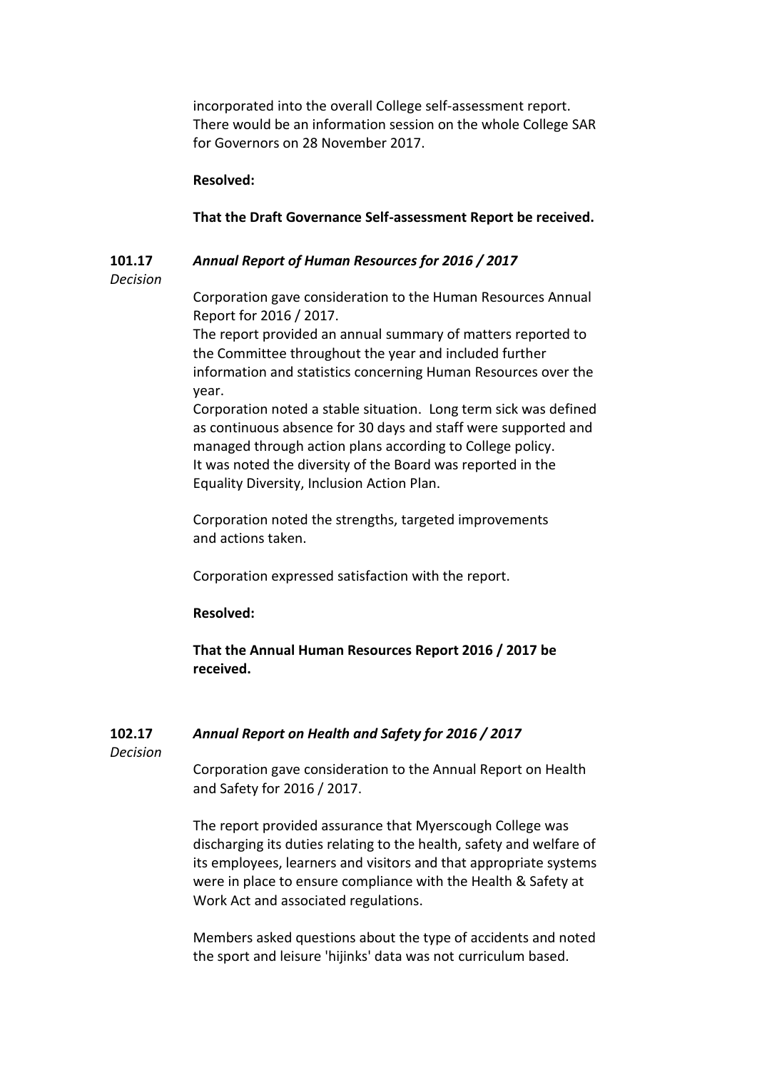incorporated into the overall College self-assessment report. There would be an information session on the whole College SAR for Governors on 28 November 2017.

**Resolved:**

**That the Draft Governance Self-assessment Report be received.**

**101.17** *Annual Report of Human Resources for 2016 / 2017*

*Decision*

Corporation gave consideration to the Human Resources Annual Report for 2016 / 2017.

The report provided an annual summary of matters reported to the Committee throughout the year and included further information and statistics concerning Human Resources over the year.

Corporation noted a stable situation. Long term sick was defined as continuous absence for 30 days and staff were supported and managed through action plans according to College policy.

It was noted the diversity of the Board was reported in the Equality Diversity, Inclusion Action Plan.

Corporation noted the strengths, targeted improvements and actions taken.

Corporation expressed satisfaction with the report.

**Resolved:**

**That the Annual Human Resources Report 2016 / 2017 be received.**

**102.17** *Annual Report on Health and Safety for 2016 / 2017*

*Decision*

Corporation gave consideration to the Annual Report on Health and Safety for 2016 / 2017.

The report provided assurance that Myerscough College was discharging its duties relating to the health, safety and welfare of its employees, learners and visitors and that appropriate systems were in place to ensure compliance with the Health & Safety at Work Act and associated regulations.

Members asked questions about the type of accidents and noted the sport and leisure 'hijinks' data was not curriculum based.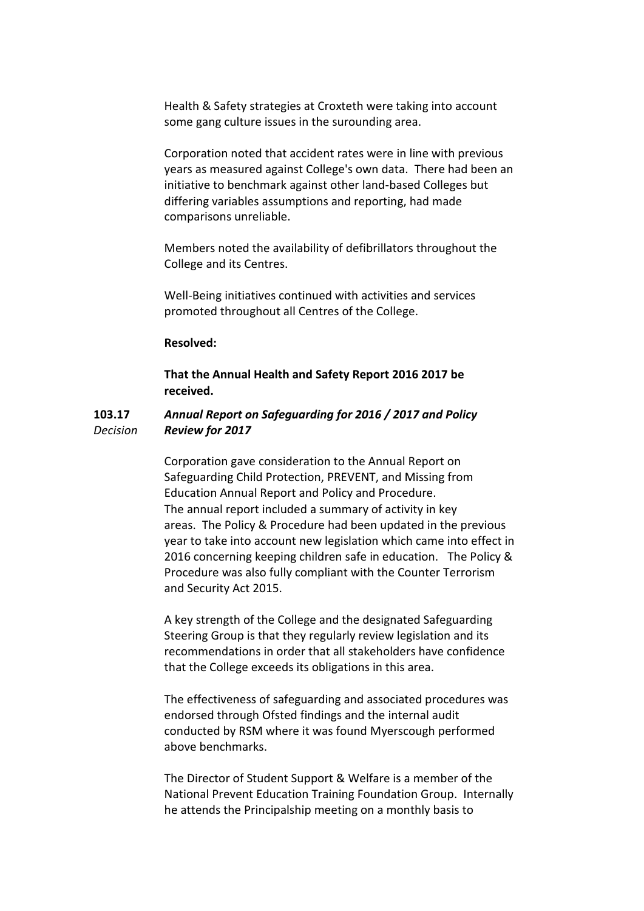Health & Safety strategies at Croxteth were taking into account some gang culture issues in the suround​ing area.

Corporation noted that accident rates were in line with previous years as measured against College's own data. There had been an initiative to benchmark against other land-based Colleges but differing variables assumptions and reporting, had made comparisons unreliable.

Members noted the availability of defibrillators throughout the College and its Centres.

Well-Being initiatives continued with activities and services promoted throughout all Centres of the College.

**Resolved:**

**That the Annual Health and Safety Report 2016 2017 be received.**

**103.17** *Decision* ***Annual Report on Safeguarding for 2016 / 2017 and Policy Review for 2017***

Corporation gave consideration to the Annual Report on Safeguarding Child Protection, PREVENT, and Missing from Education Annual Report and Policy and Procedure. The annual report included a summary of activity in key areas. The Policy & Procedure had been updated in the previous year to take into account new legislation which came into effect in 2016 concerning keeping children safe in education. The Policy & Procedure was also fully compliant with the Counter Terrorism and Security Act 2015.

A key strength of the College and the designated Safeguarding Steering Group is that they regularly review legislation and its recommendations in order that all stakeholders have confidence that the College exceeds its obligations in this area.

The effectiveness of safeguarding and associated procedures was endorsed through Ofsted findings and the internal audit conducted by RSM where it was found Myerscough performed above benchmarks.

The Director of Student Support & Welfare is a member of the National Prevent Education Training Foundation Group. Internally he attends the Principalship meeting on a monthly basis to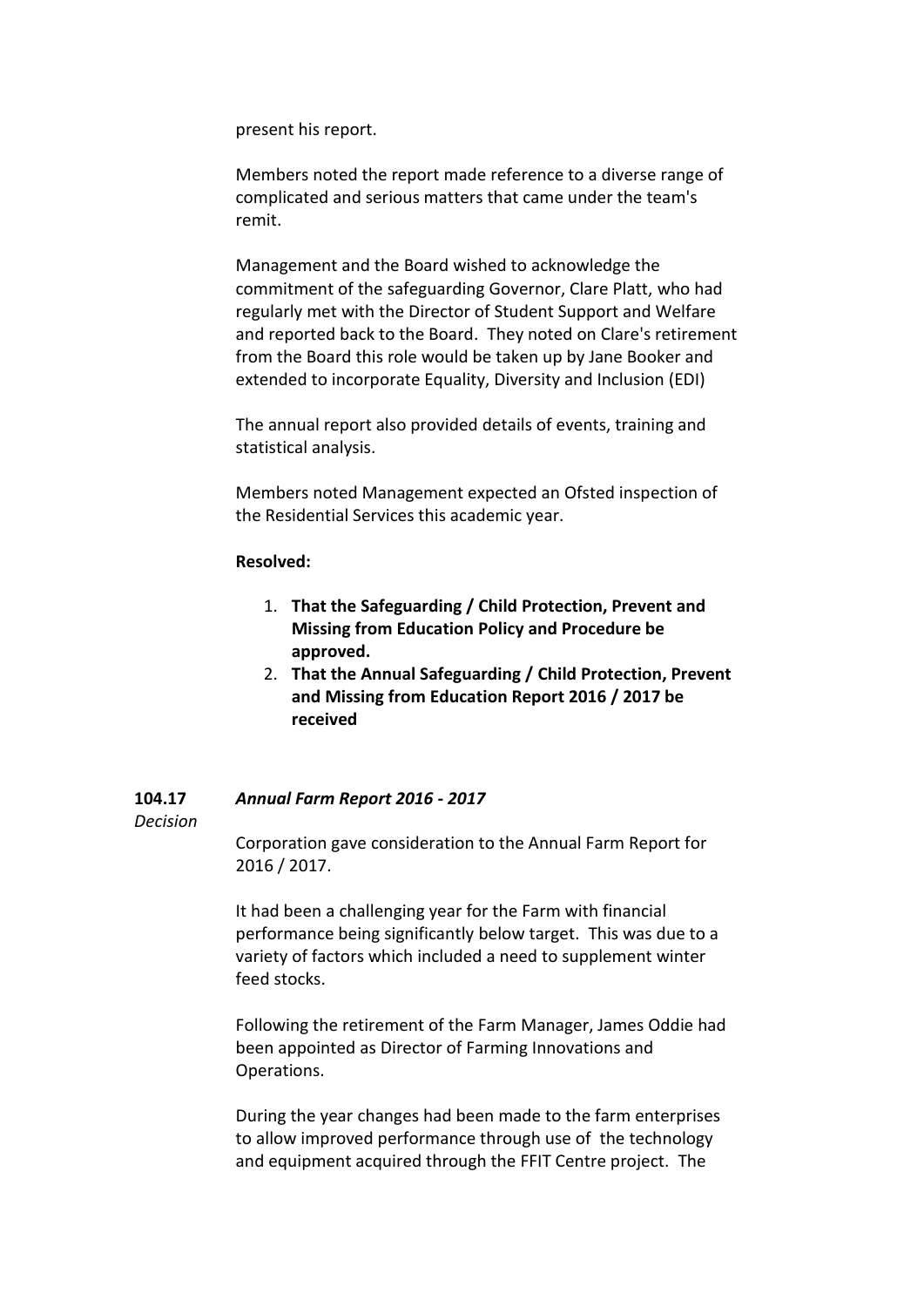present his report.

Members noted the report made reference to a diverse range of complicated and serious matters that came under the team's remit.

Management and the Board wished to acknowledge the commitment of the safeguarding Governor, Clare Platt, who had regularly met with the Director of Student Support and Welfare and reported back to the Board. They noted on Clare's retirement from the Board this role would be taken up by Jane Booker and extended to incorporate Equality, Diversity and Inclusion (EDI)

The annual report also provided details of events, training and statistical analysis.

Members noted Management expected an Ofsted inspection of the Residential Services this academic year.

**Resolved:**

1. **That the Safeguarding / Child Protection, Prevent and Missing from Education Policy and Procedure be approved.**
2. **That the Annual Safeguarding / Child Protection, Prevent and Missing from Education Report 2016 / 2017 be received**

**104.17** ***Annual Farm Report 2016 - 2017***
*Decision*

Corporation gave consideration to the Annual Farm Report for 2016 / 2017.

It had been a challenging year for the Farm with financial performance being significantly below target. This was due to a variety of factors which included a need to supplement winter feed stocks.

Following the retirement of the Farm Manager, James Oddie had been appointed as Director of Farming Innovations and Operations.

During the year changes had been made to the farm enterprises to allow improved performance through use of the technology and equipment acquired through the FFIT Centre project. The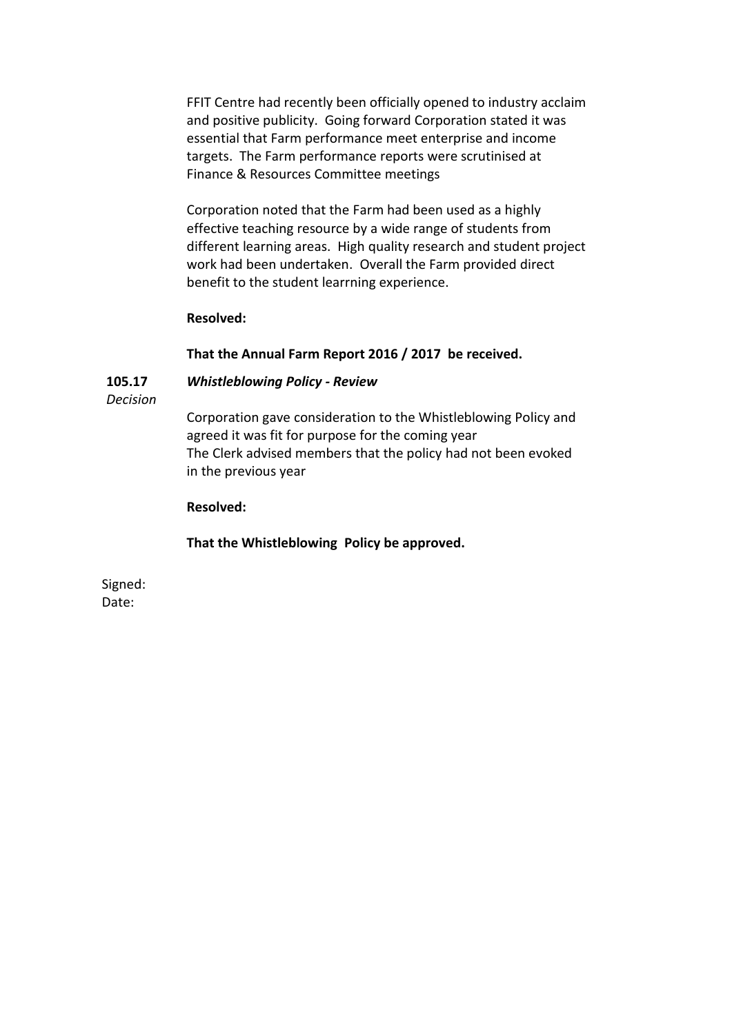FFIT Centre had recently been officially opened to industry acclaim and positive publicity. Going forward Corporation stated it was essential that Farm performance meet enterprise and income targets. The Farm performance reports were scrutinised at Finance & Resources Committee meetings

Corporation noted that the Farm had been used as a highly effective teaching resource by a wide range of students from different learning areas. High quality research and student project work had been undertaken. Overall the Farm provided direct benefit to the student learrning experience.

**Resolved:**

**That the Annual Farm Report 2016 / 2017 be received.**

**105.17** ***Whistleblowing Policy - Review***
*Decision*

Corporation gave consideration to the Whistleblowing Policy and agreed it was fit for purpose for the coming year
The Clerk advised members that the policy had not been evoked in the previous year

**Resolved:**

**That the Whistleblowing Policy be approved.**

Signed:
Date: